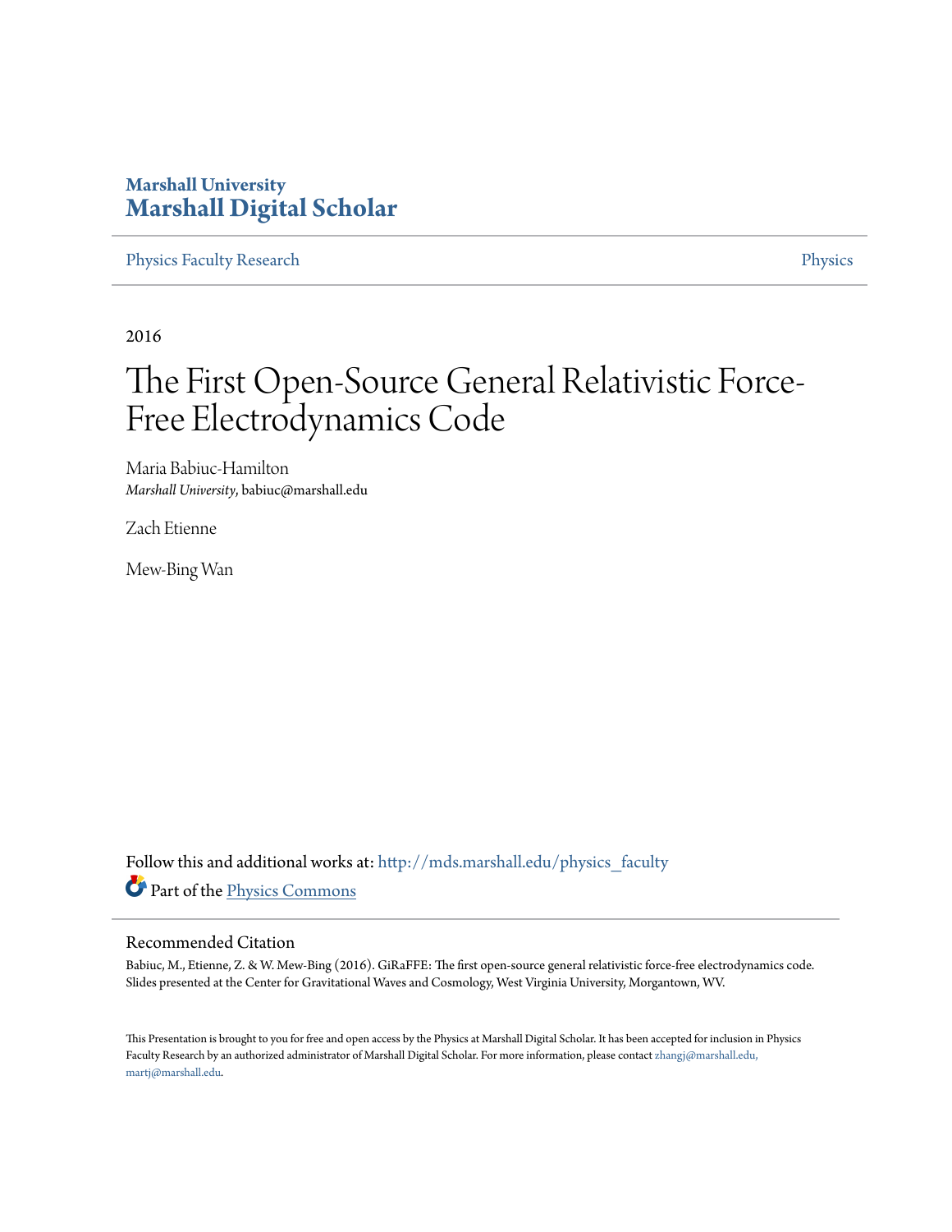Marshall University

**Marshall Digital Scholar**

Physics Faculty Research

Physics

2016

# The First Open-Source General Relativistic Force-Free Electrodynamics Code

Maria Babiuc-Hamilton
*Marshall University*, babiuc@marshall.edu

Zach Etienne

Mew-Bing Wan

Follow this and additional works at: http://mds.marshall.edu/physics_faculty

Part of the Physics Commons

## Recommended Citation

Babiuc, M., Etienne, Z. & W. Mew-Bing (2016). GiRaFFE: The first open-source general relativistic force-free electrodynamics code. Slides presented at the Center for Gravitational Waves and Cosmology, West Virginia University, Morgantown, WV.

This Presentation is brought to you for free and open access by the Physics at Marshall Digital Scholar. It has been accepted for inclusion in Physics Faculty Research by an authorized administrator of Marshall Digital Scholar. For more information, please contact zhangj@marshall.edu, martj@marshall.edu.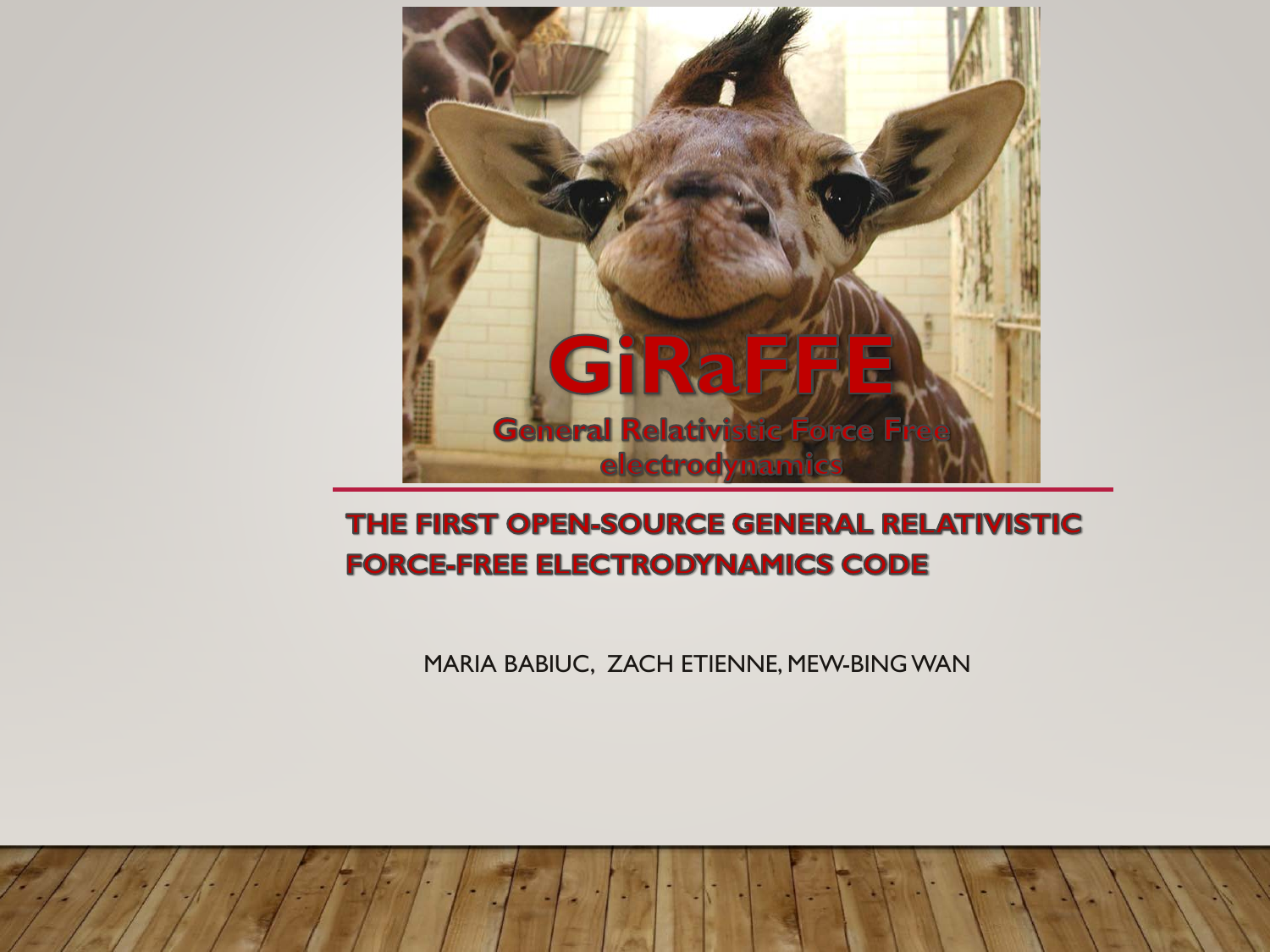# GiRaFFE

## General Relativistic Force Free electrodynamics

## THE FIRST OPEN-SOURCE GENERAL RELATIVISTIC FORCE-FREE ELECTRODYNAMICS CODE

MARIA BABIUC, ZACH ETIENNE, MEW-BING WAN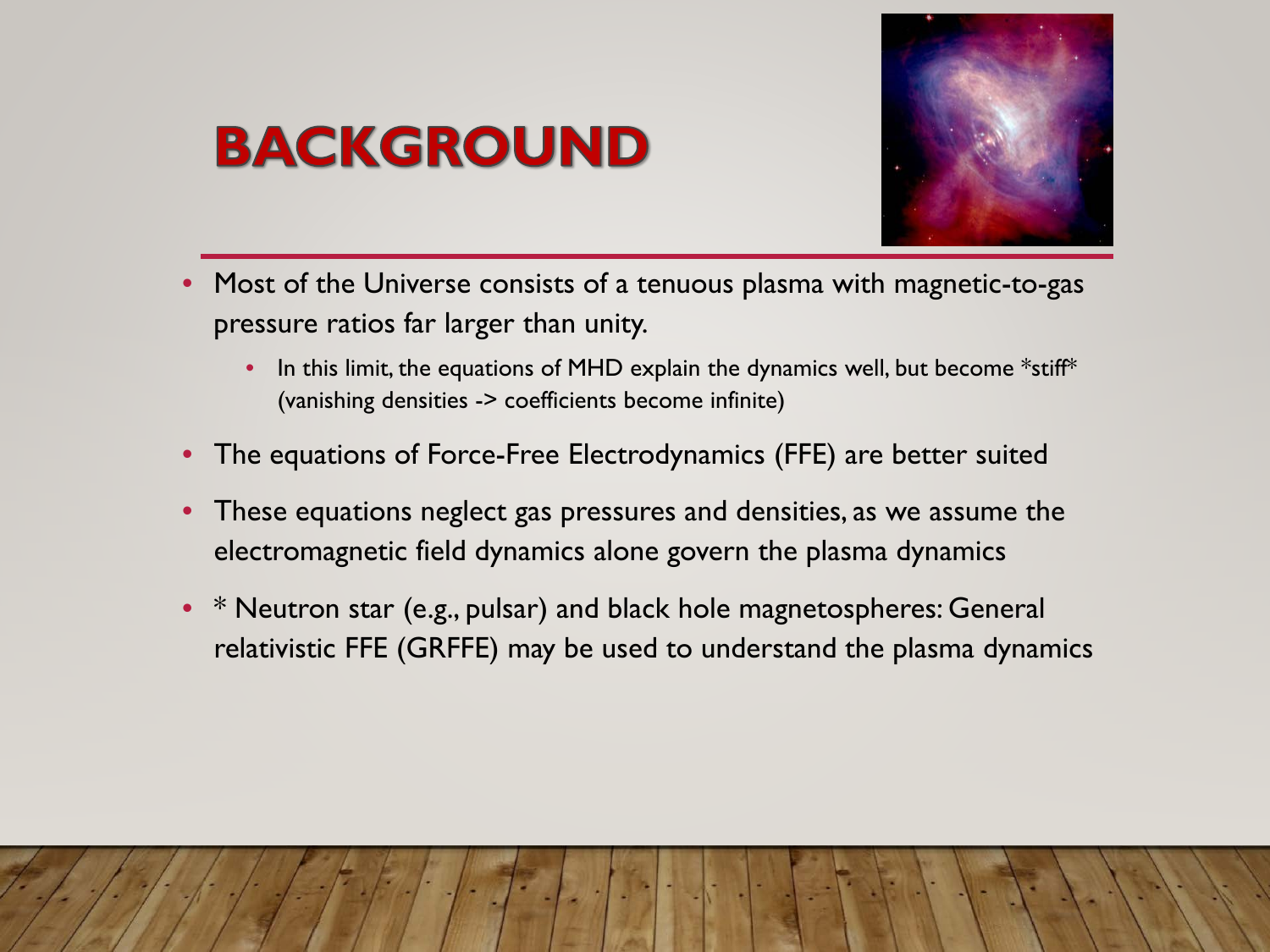# BACKGROUND

- Most of the Universe consists of a tenuous plasma with magnetic-to-gas pressure ratios far larger than unity.
  - In this limit, the equations of MHD explain the dynamics well, but become *stiff* (vanishing densities -> coefficients become infinite)
- The equations of Force-Free Electrodynamics (FFE) are better suited
- These equations neglect gas pressures and densities, as we assume the electromagnetic field dynamics alone govern the plasma dynamics
- * Neutron star (e.g., pulsar) and black hole magnetospheres: General relativistic FFE (GRFFE) may be used to understand the plasma dynamics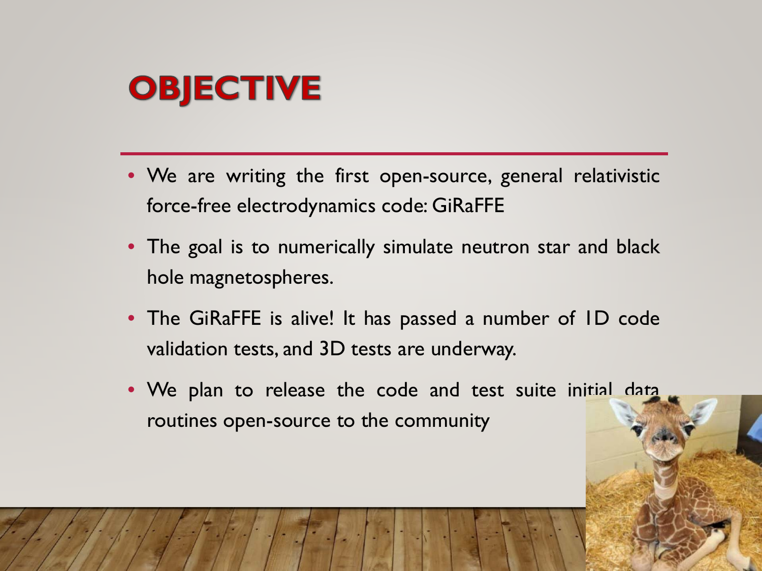# OBJECTIVE

- We are writing the first open-source, general relativistic force-free electrodynamics code: GiRaFFE
- The goal is to numerically simulate neutron star and black hole magnetospheres.
- The GiRaFFE is alive! It has passed a number of 1D code validation tests, and 3D tests are underway.
- We plan to release the code and test suite initial data routines open-source to the community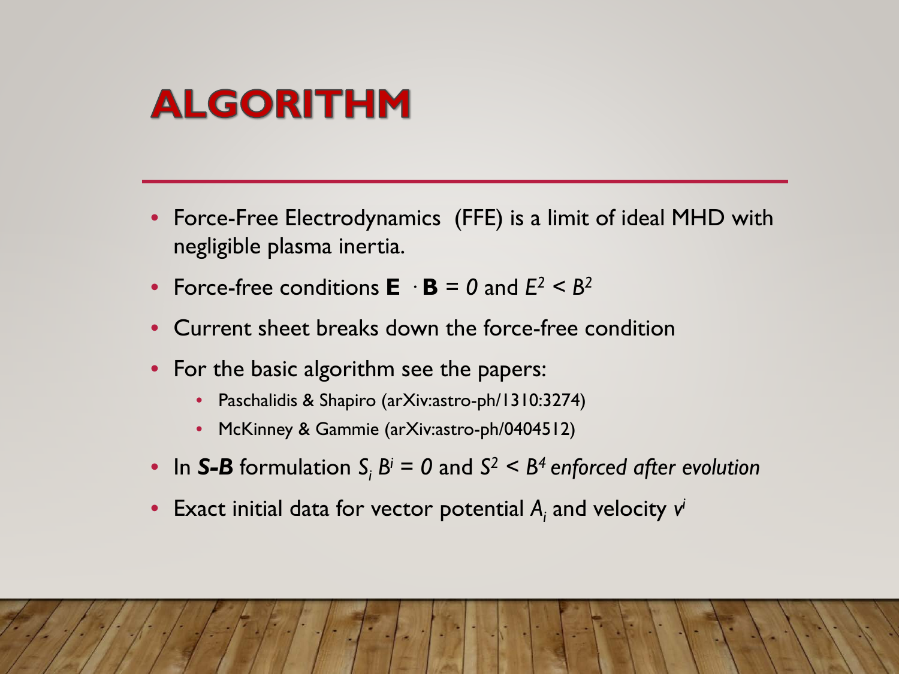# ALGORITHM

- Force-Free Electrodynamics (FFE) is a limit of ideal MHD with negligible plasma inertia.
- Force-free conditions $\mathbf{E} \cdot \mathbf{B} = 0$ and $E^2 < B^2$
- Current sheet breaks down the force-free condition
- For the basic algorithm see the papers:
  - Paschalidis & Shapiro (arXiv:astro-ph/1310:3274)
  - McKinney & Gammie (arXiv:astro-ph/0404512)
- In ***S-B*** formulation $S_i B^i = 0$ and $S^2 < B^4$ *enforced after evolution*
- Exact initial data for vector potential $A_i$ and velocity $v^i$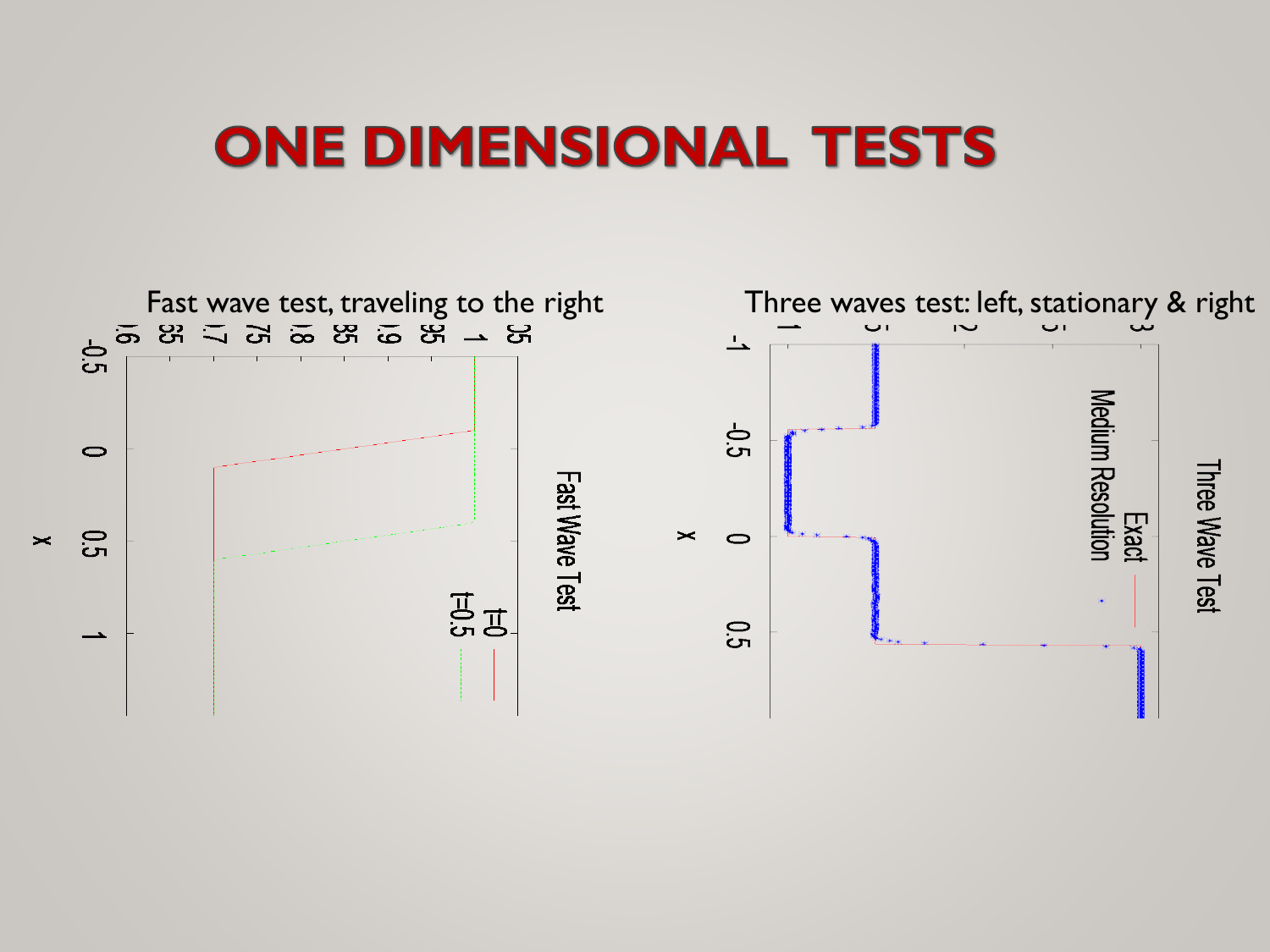# ONE DIMENSIONAL TESTS

Fast wave test, traveling to the right

Three waves test: left, stationary & right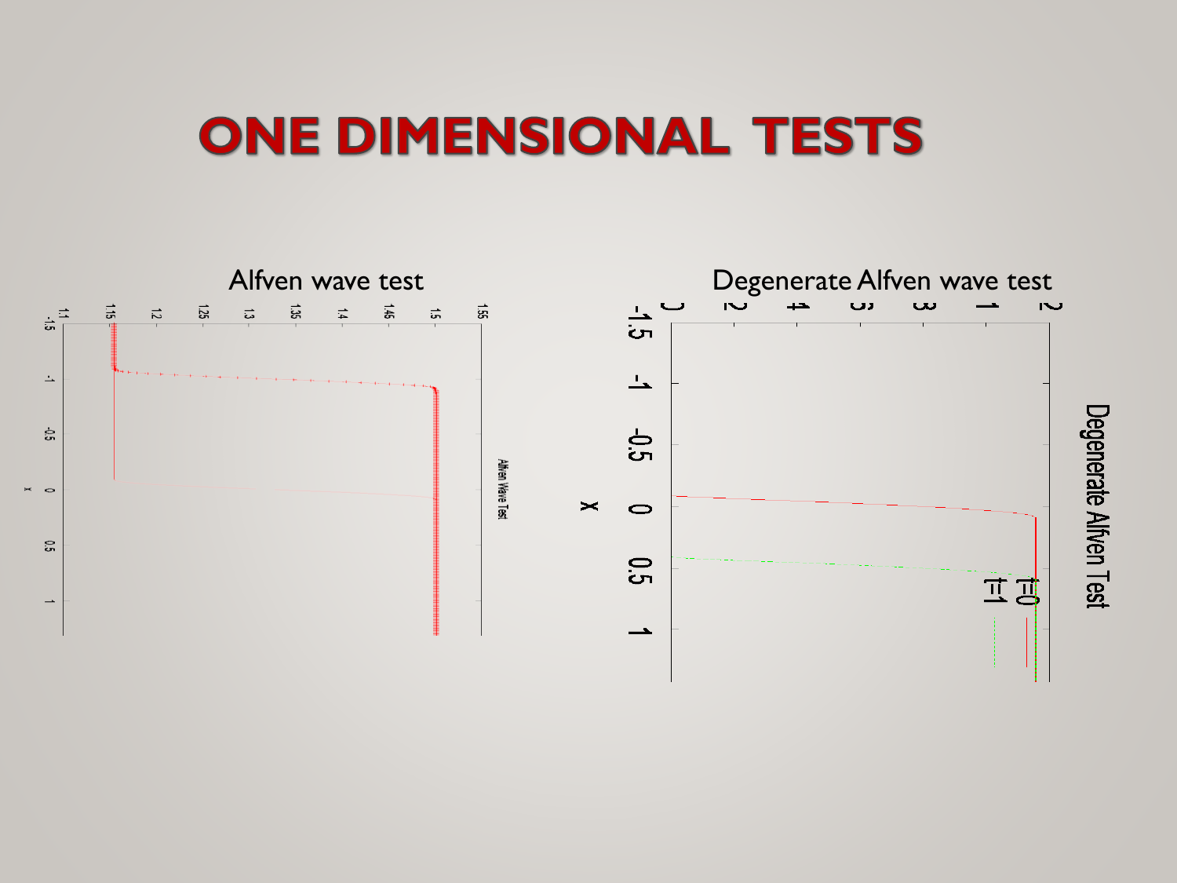# ONE DIMENSIONAL TESTS

Alfven wave test

Degenerate Alfven wave test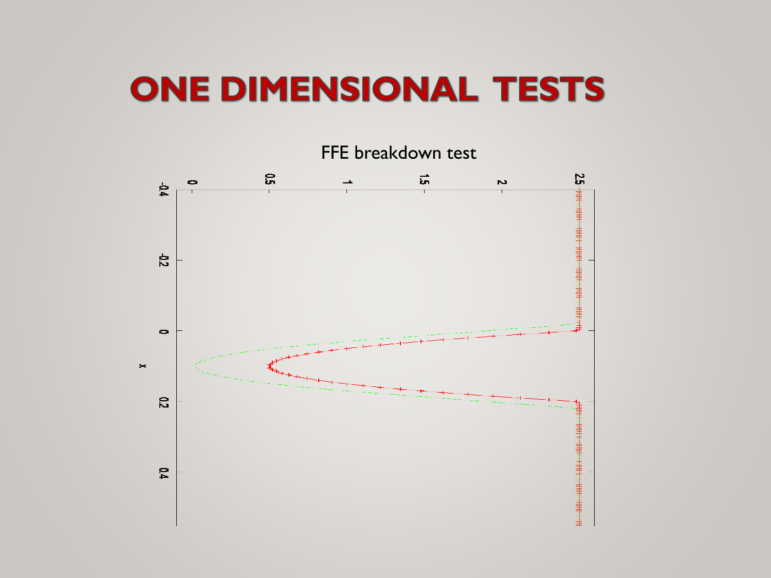# ONE DIMENSIONAL TESTS

FFE breakdown test

0

0.5

1

1.5

2

2.5

-0.4

-0.2

0

0.2

0.4

x